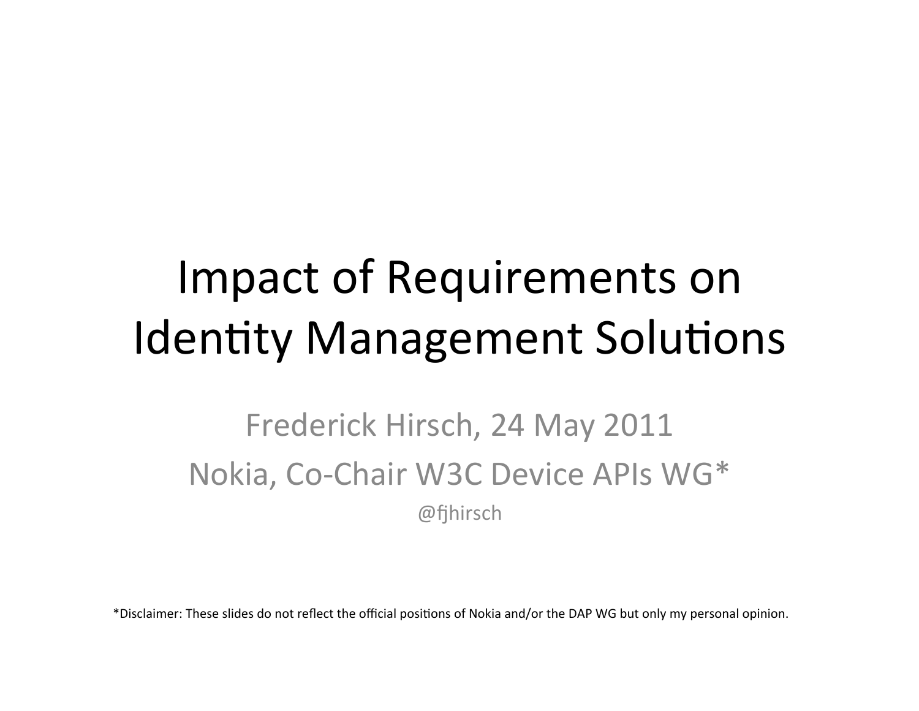# Impact of Requirements on Identity Management Solutions

Frederick Hirsch, 24 May 2011

Nokia, Co-Chair W3C Device APIs WG*

@fjhirsch

*Disclaimer: These slides do not reflect the official positions of Nokia and/or the DAP WG but only my personal opinion.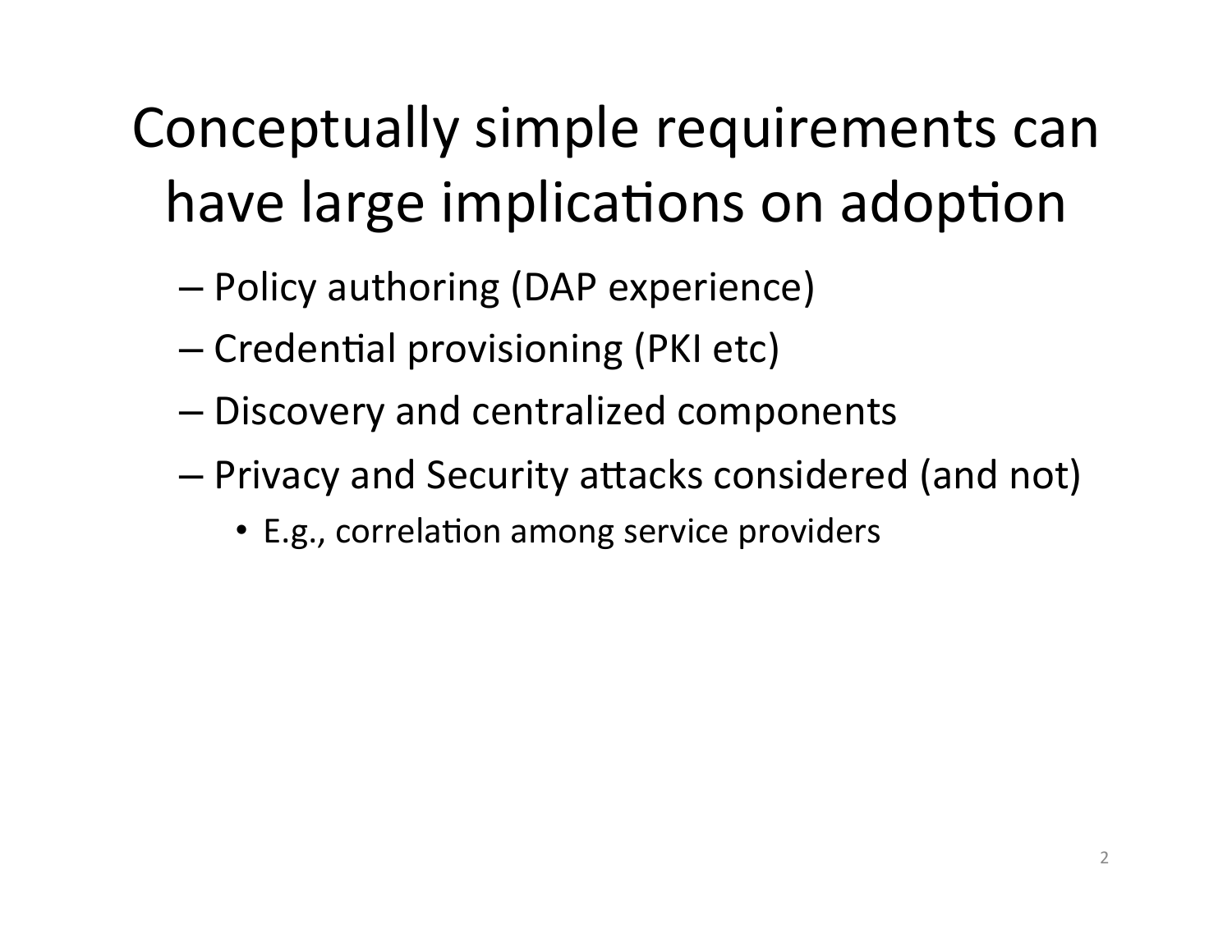# Conceptually simple requirements can have large implications on adoption

- Policy authoring (DAP experience)
- Credential provisioning (PKI etc)
- Discovery and centralized components
- Privacy and Security attacks considered (and not)
  - E.g., correlation among service providers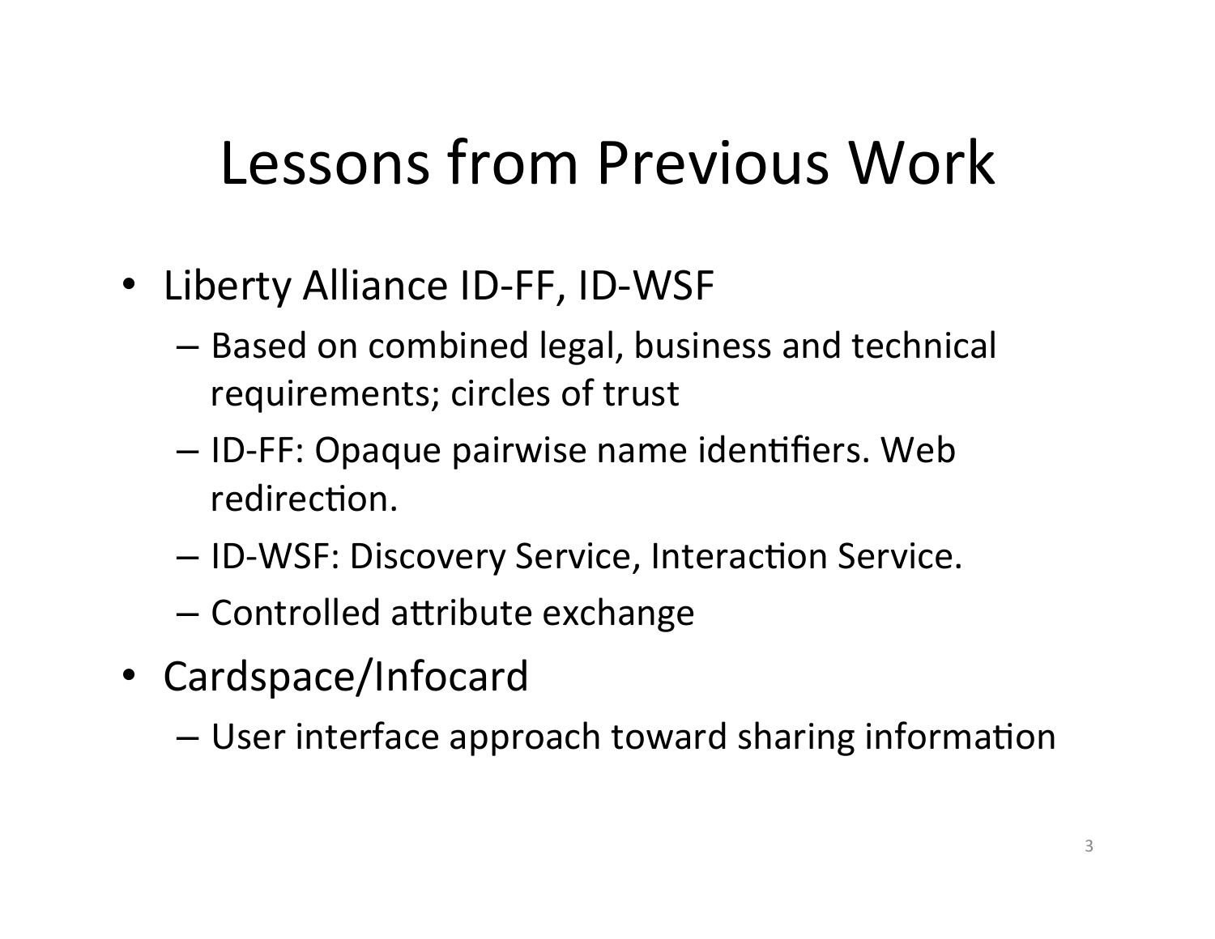# Lessons from Previous Work

- Liberty Alliance ID-FF, ID-WSF
  - Based on combined legal, business and technical requirements; circles of trust
  - ID-FF: Opaque pairwise name identifiers. Web redirection.
  - ID-WSF: Discovery Service, Interaction Service.
  - Controlled attribute exchange
- Cardspace/Infocard
  - User interface approach toward sharing information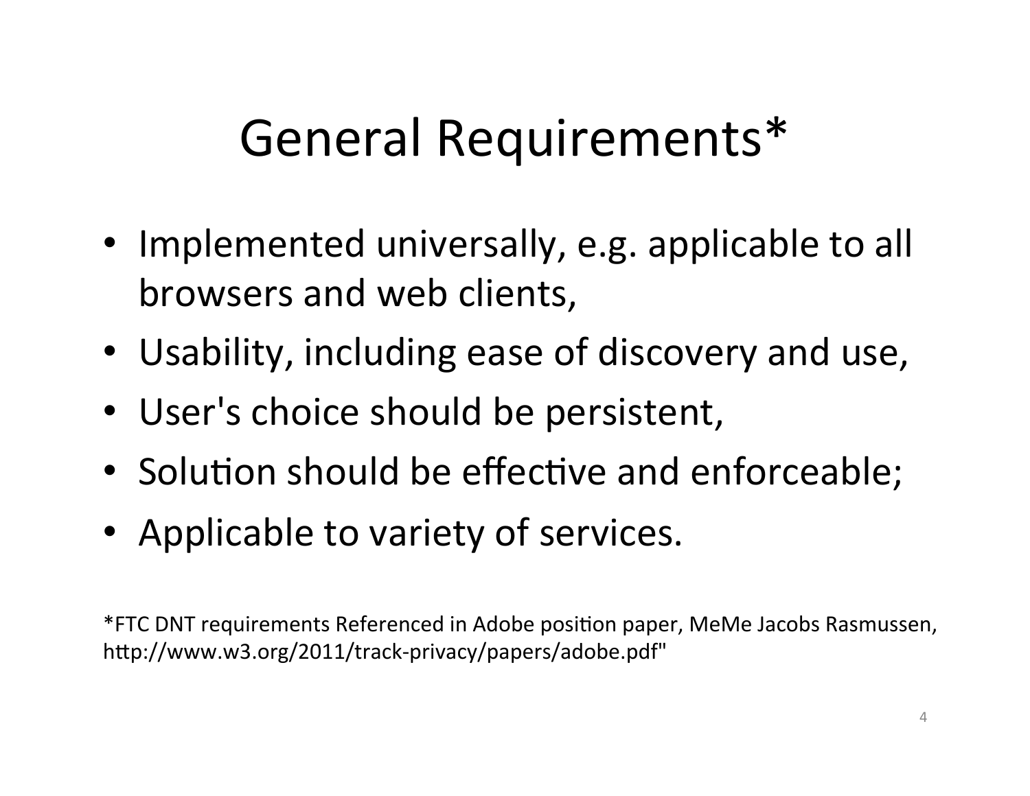# General Requirements*

- Implemented universally, e.g. applicable to all browsers and web clients,
- Usability, including ease of discovery and use,
- User's choice should be persistent,
- Solution should be effective and enforceable;
- Applicable to variety of services.

*FTC DNT requirements Referenced in Adobe position paper, MeMe Jacobs Rasmussen, http://www.w3.org/2011/track-privacy/papers/adobe.pdf"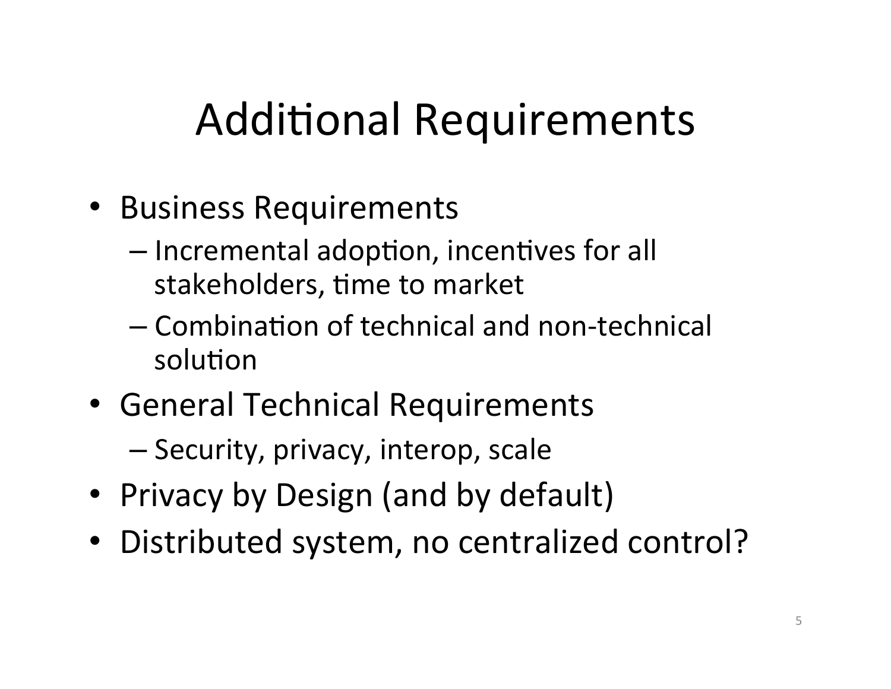# Additional Requirements

- Business Requirements
  - Incremental adoption, incentives for all stakeholders, time to market
  - Combination of technical and non-technical solution
- General Technical Requirements
  - Security, privacy, interop, scale
- Privacy by Design (and by default)
- Distributed system, no centralized control?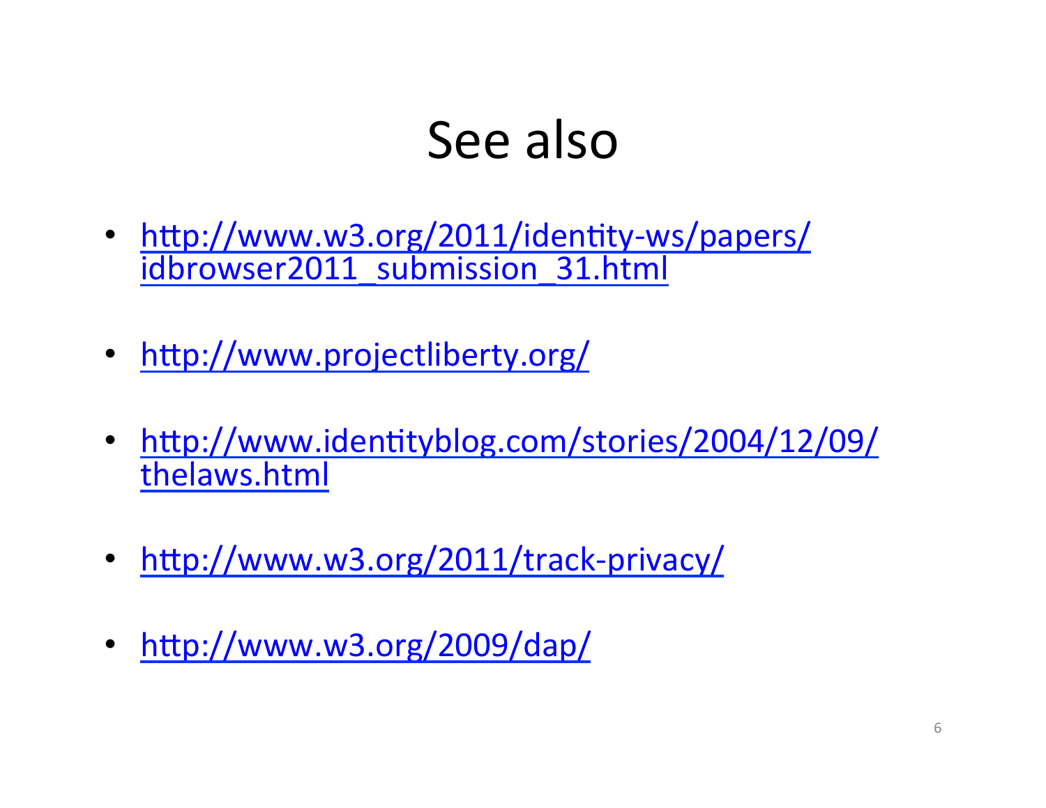# See also

- http://www.w3.org/2011/identity-ws/papers/idbrowser2011_submission_31.html
- http://www.projectliberty.org/
- http://www.identityblog.com/stories/2004/12/09/thelaws.html
- http://www.w3.org/2011/track-privacy/
- http://www.w3.org/2009/dap/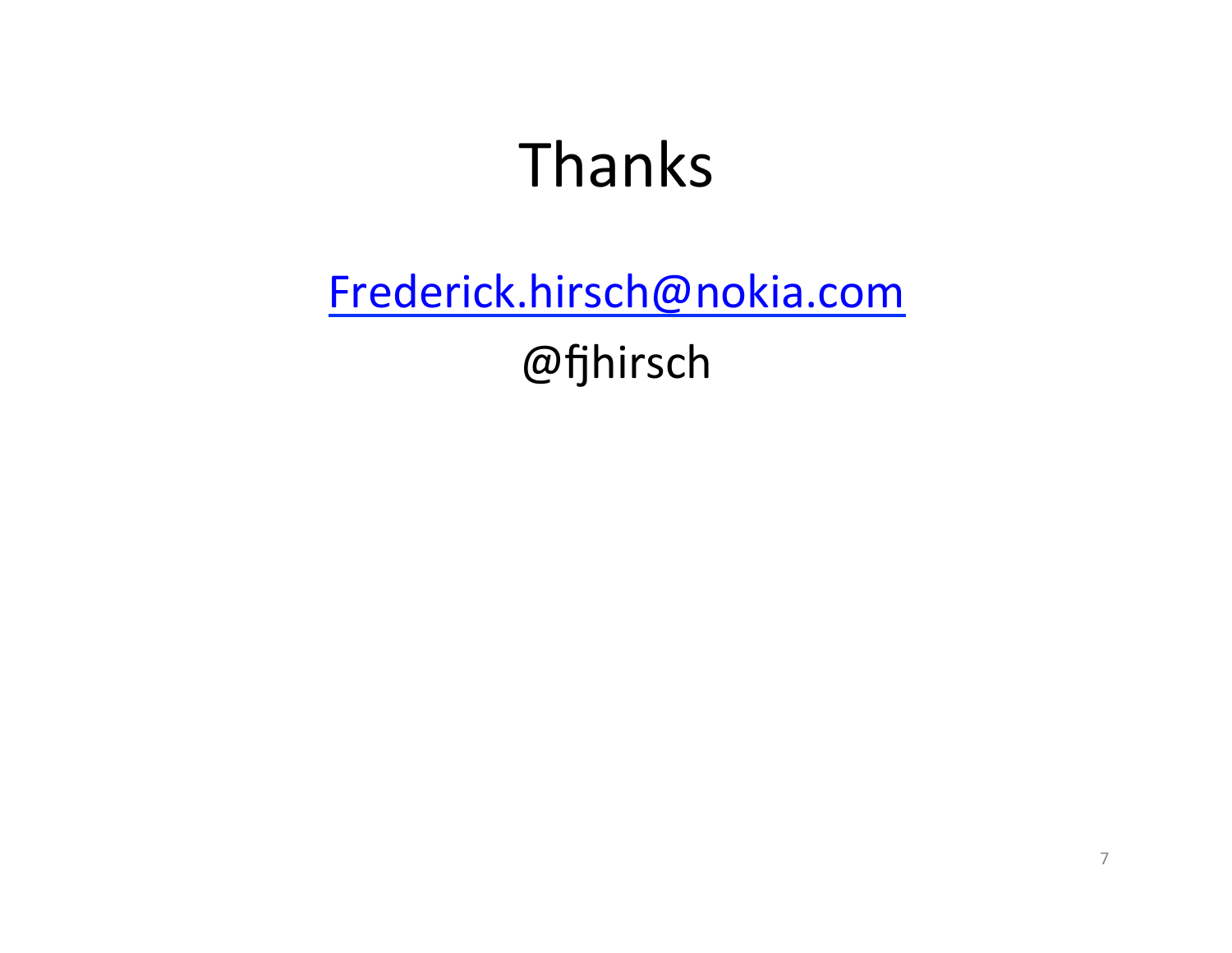# Thanks

Frederick.hirsch@nokia.com

@fjhirsch